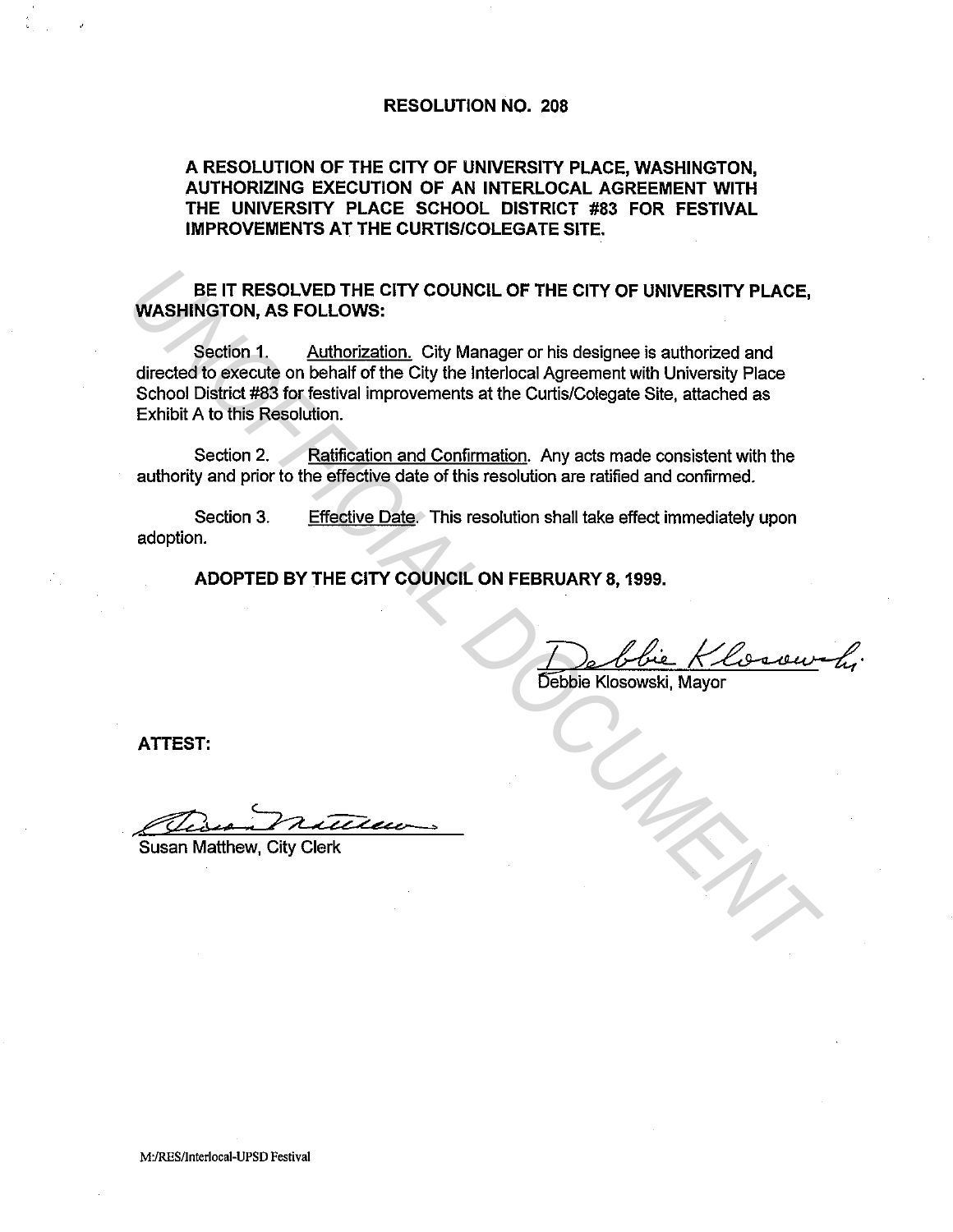# RESOLUTION NO. 208

**A RESOLUTION OF THE CITY OF UNIVERSITY PLACE, WASHINGTON, AUTHORIZING EXECUTION OF AN INTERLOCAL AGREEMENT WITH THE UNIVERSITY PLACE SCHOOL DISTRICT #83 FOR FESTIVAL IMPROVEMENTS AT THE CURTIS/COLEGATE SITE.**

**BE IT RESOLVED THE CITY COUNCIL OF THE CITY OF UNIVERSITY PLACE, WASHINGTON, AS FOLLOWS:**

Section 1. Authorization. City Manager or his designee is authorized and directed to execute on behalf of the City the Interlocal Agreement with University Place School District #83 for festival improvements at the Curtis/Colegate Site, attached as Exhibit A to this Resolution.

Section 2. Ratification and Confirmation. Any acts made consistent with the authority and prior to the effective date of this resolution are ratified and confirmed.

Section 3. Effective Date. This resolution shall take effect immediately upon adoption.

**ADOPTED BY THE CITY COUNCIL ON FEBRUARY 8, 1999.**

Debbie Klosowski, Mayor

**ATTEST:**

Susan Matthew, City Clerk

M:/RES/Interlocal-UPSD Festival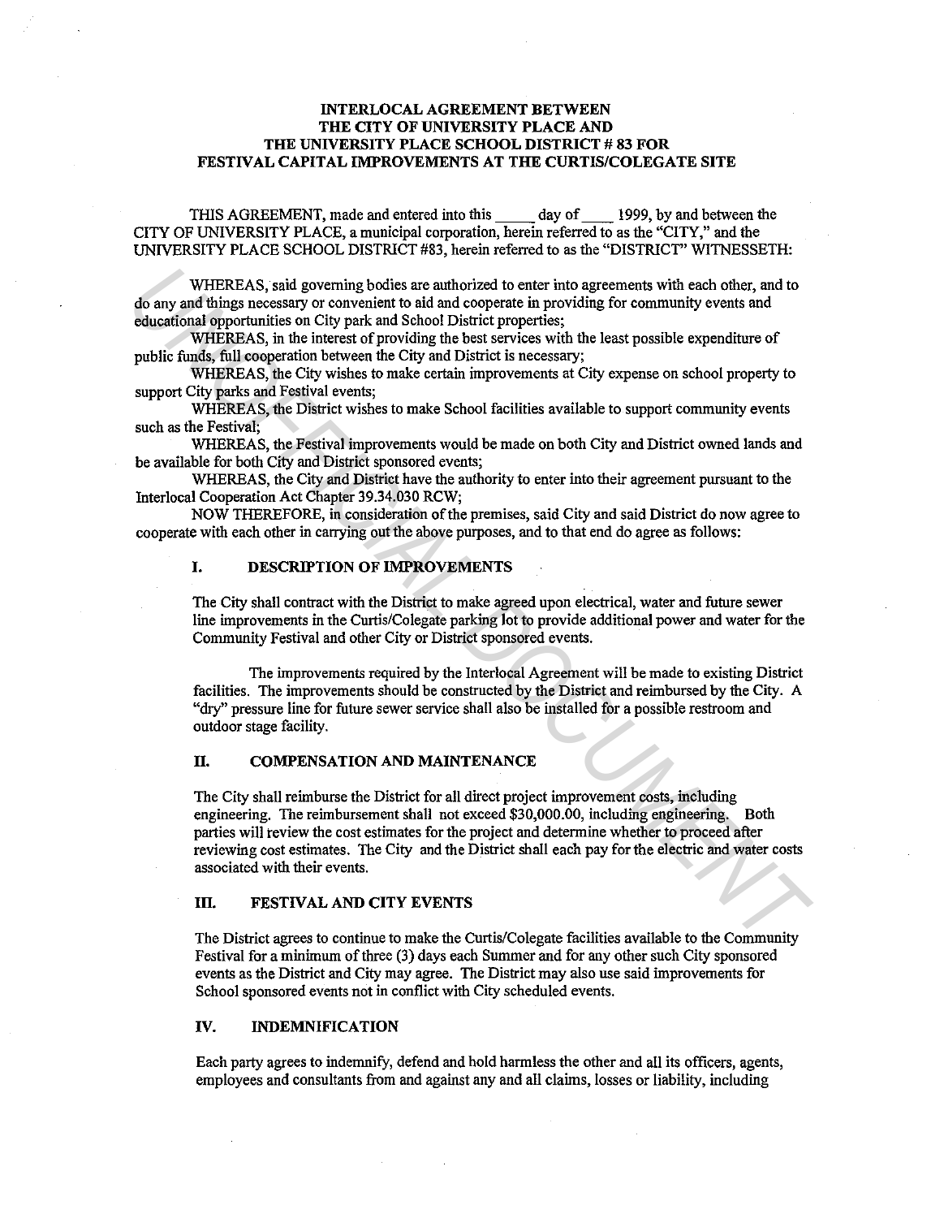# INTERLOCAL AGREEMENT BETWEEN THE CITY OF UNIVERSITY PLACE AND THE UNIVERSITY PLACE SCHOOL DISTRICT # 83 FOR FESTIVAL CAPITAL IMPROVEMENTS AT THE CURTIS/COLEGATE SITE

THIS AGREEMENT, made and entered into this \_\_\_\_\_ day of \_\_\_\_ 1999, by and between the CITY OF UNIVERSITY PLACE, a municipal corporation, herein referred to as the "CITY," and the UNIVERSITY PLACE SCHOOL DISTRICT #83, herein referred to as the "DISTRICT" WITNESSETH:

WHEREAS, said governing bodies are authorized to enter into agreements with each other, and to do any and things necessary or convenient to aid and cooperate in providing for community events and educational opportunities on City park and School District properties;

WHEREAS, in the interest of providing the best services with the least possible expenditure of public funds, full cooperation between the City and District is necessary;

WHEREAS, the City wishes to make certain improvements at City expense on school property to support City parks and Festival events;

WHEREAS, the District wishes to make School facilities available to support community events such as the Festival;

WHEREAS, the Festival improvements would be made on both City and District owned lands and be available for both City and District sponsored events;

WHEREAS, the City and District have the authority to enter into their agreement pursuant to the Interlocal Cooperation Act Chapter 39.34.030 RCW;

NOW THEREFORE, in consideration of the premises, said City and said District do now agree to cooperate with each other in carrying out the above purposes, and to that end do agree as follows:

## I. DESCRIPTION OF IMPROVEMENTS

The City shall contract with the District to make agreed upon electrical, water and future sewer line improvements in the Curtis/Colegate parking lot to provide additional power and water for the Community Festival and other City or District sponsored events.

The improvements required by the Interlocal Agreement will be made to existing District facilities. The improvements should be constructed by the District and reimbursed by the City. A "dry" pressure line for future sewer service shall also be installed for a possible restroom and outdoor stage facility.

## II. COMPENSATION AND MAINTENANCE

The City shall reimburse the District for all direct project improvement costs, including engineering. The reimbursement shall not exceed $30,000.00, including engineering. Both parties will review the cost estimates for the project and determine whether to proceed after reviewing cost estimates. The City and the District shall each pay for the electric and water costs associated with their events.

## III. FESTIVAL AND CITY EVENTS

The District agrees to continue to make the Curtis/Colegate facilities available to the Community Festival for a minimum of three (3) days each Summer and for any other such City sponsored events as the District and City may agree. The District may also use said improvements for School sponsored events not in conflict with City scheduled events.

## IV. INDEMNIFICATION

Each party agrees to indemnify, defend and hold harmless the other and all its officers, agents, employees and consultants from and against any and all claims, losses or liability, including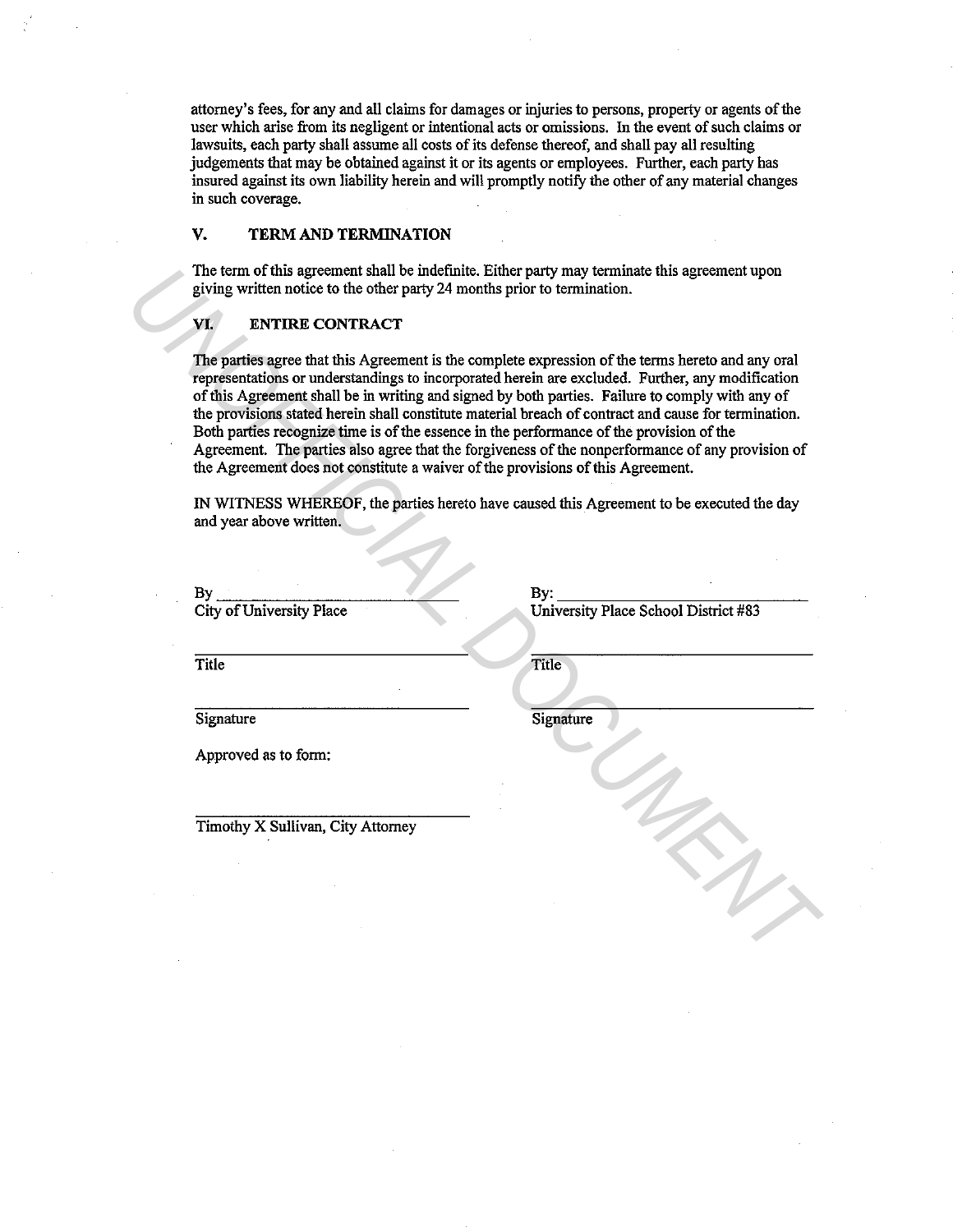attorney's fees, for any and all claims for damages or injuries to persons, property or agents of the user which arise from its negligent or intentional acts or omissions. In the event of such claims or lawsuits, each party shall assume all costs of its defense thereof, and shall pay all resulting judgements that may be obtained against it or its agents or employees. Further, each party has insured against its own liability herein and will promptly notify the other of any material changes in such coverage.

## V. TERM AND TERMINATION

The term of this agreement shall be indefinite. Either party may terminate this agreement upon giving written notice to the other party 24 months prior to termination.

## VI. ENTIRE CONTRACT

The parties agree that this Agreement is the complete expression of the terms hereto and any oral representations or understandings to incorporated herein are excluded. Further, any modification of this Agreement shall be in writing and signed by both parties. Failure to comply with any of the provisions stated herein shall constitute material breach of contract and cause for termination. Both parties recognize time is of the essence in the performance of the provision of the Agreement. The parties also agree that the forgiveness of the nonperformance of any provision of the Agreement does not constitute a waiver of the provisions of this Agreement.

IN WITNESS WHEREOF, the parties hereto have caused this Agreement to be executed the day and year above written.

By ______________________________
City of University Place

______________________________
Title

______________________________
Signature

By: ______________________________
University Place School District #83

______________________________
Title

______________________________
Signature

Approved as to form:

______________________________
Timothy X Sullivan, City Attorney